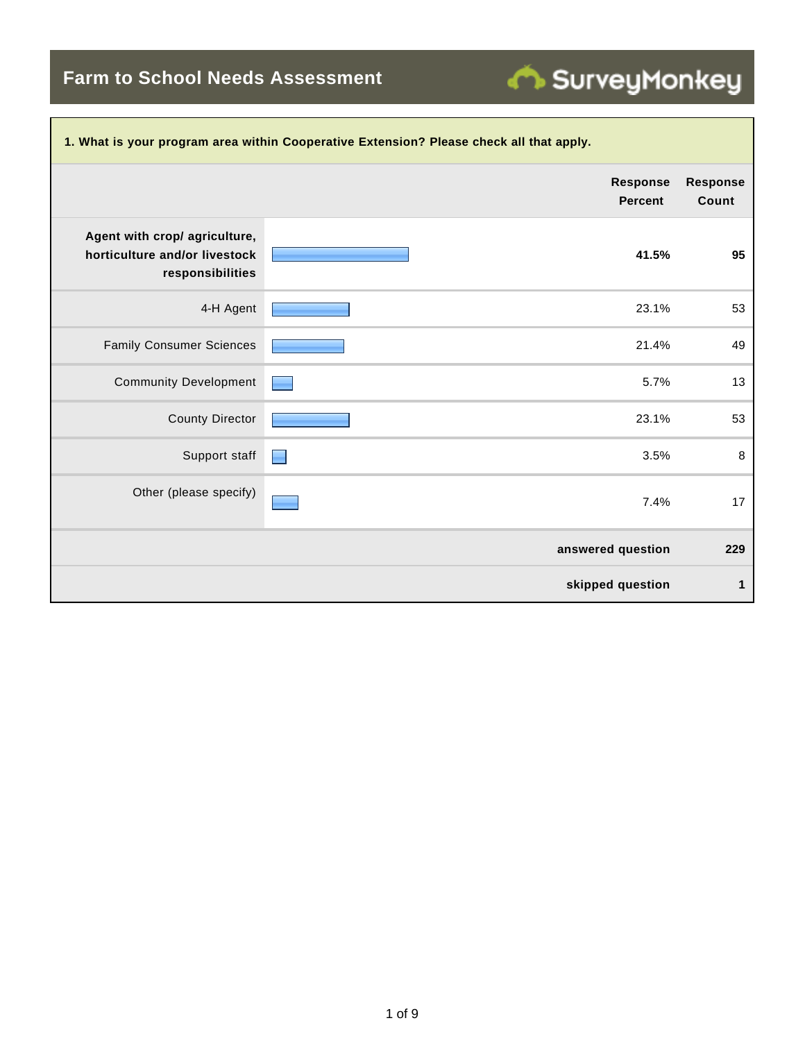# Farm to School Needs Assessment

**1. What is your program area within Cooperative Extension? Please check all that apply.**

| | Response Percent | Response Count |
|---|---|---|
| **Agent with crop/ agriculture, horticulture and/or livestock responsibilities** | **41.5%** | **95** |
| 4-H Agent | 23.1% | 53 |
| Family Consumer Sciences | 21.4% | 49 |
| Community Development | 5.7% | 13 |
| County Director | 23.1% | 53 |
| Support staff | 3.5% | 8 |
| Other (please specify) | 7.4% | 17 |
| | **answered question** | **229** |
| | **skipped question** | **1** |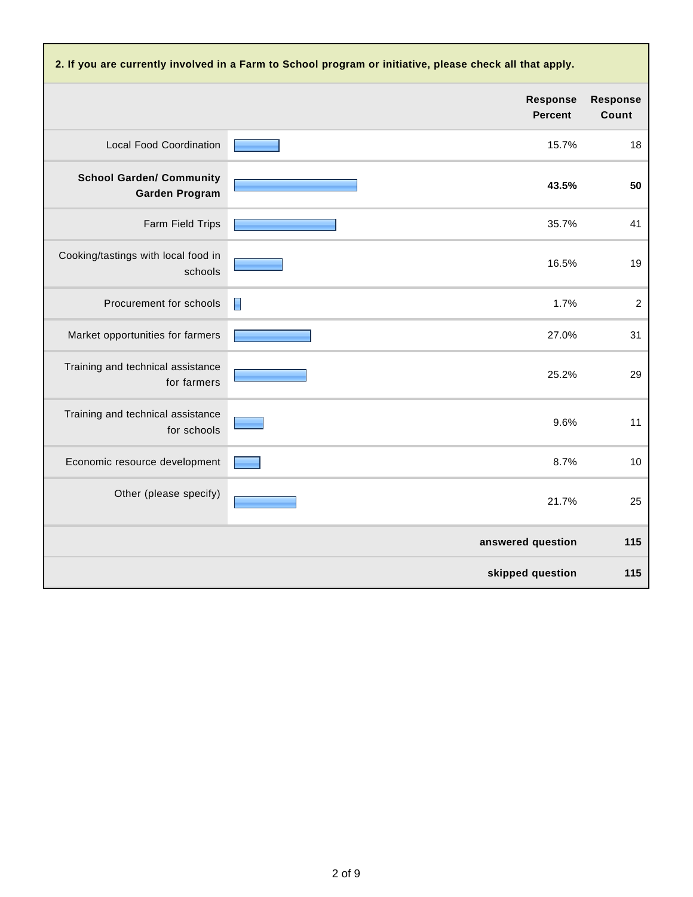**2. If you are currently involved in a Farm to School program or initiative, please check all that apply.**

| | Response Percent | Response Count |
|---|---|---|
| Local Food Coordination | 15.7% | 18 |
| **School Garden/ Community Garden Program** | **43.5%** | **50** |
| Farm Field Trips | 35.7% | 41 |
| Cooking/tastings with local food in schools | 16.5% | 19 |
| Procurement for schools | 1.7% | 2 |
| Market opportunities for farmers | 27.0% | 31 |
| Training and technical assistance for farmers | 25.2% | 29 |
| Training and technical assistance for schools | 9.6% | 11 |
| Economic resource development | 8.7% | 10 |
| Other (please specify) | 21.7% | 25 |
| | **answered question** | **115** |
| | **skipped question** | **115** |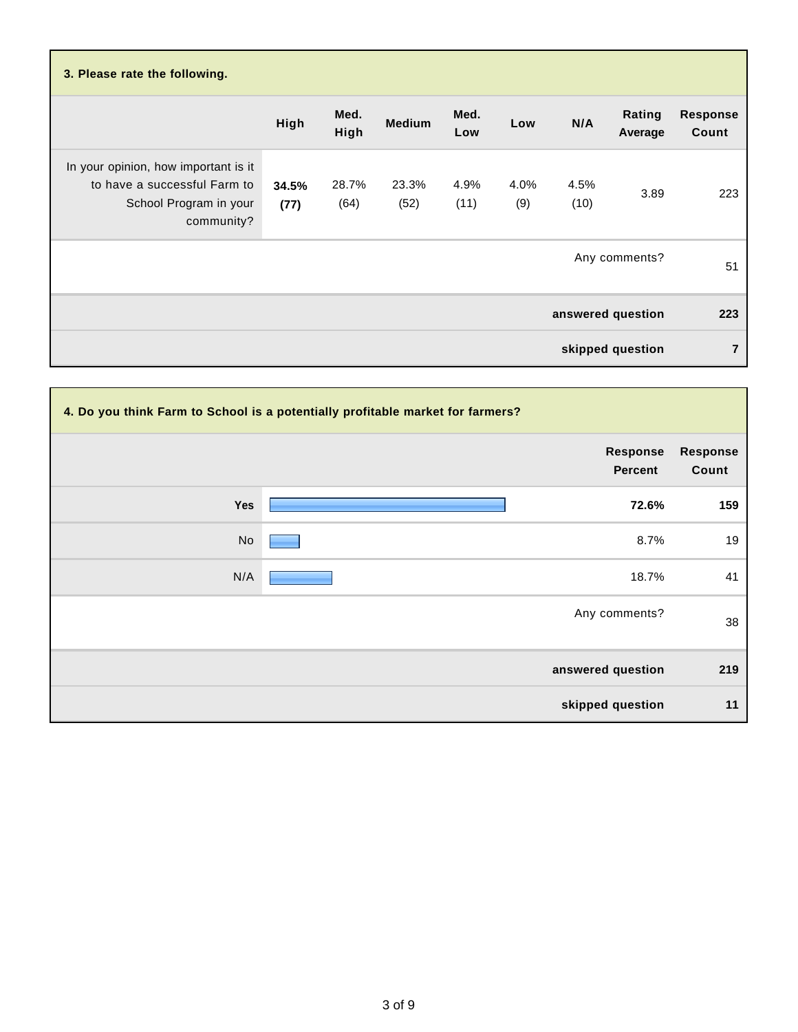### 3. Please rate the following.

| | High | Med. High | Medium | Med. Low | Low | N/A | Rating Average | Response Count |
|---|---|---|---|---|---|---|---|---|
| In your opinion, how important is it to have a successful Farm to School Program in your community? | **34.5% (77)** | 28.7% (64) | 23.3% (52) | 4.9% (11) | 4.0% (9) | 4.5% (10) | 3.89 | 223 |
| | | | | | | | Any comments? | 51 |
| | | | | | | | **answered question** | **223** |
| | | | | | | | **skipped question** | **7** |

### 4. Do you think Farm to School is a potentially profitable market for farmers?

| | Response Percent | Response Count |
|---|---|---|
| **Yes** | **72.6%** | **159** |
| No | 8.7% | 19 |
| N/A | 18.7% | 41 |
| Any comments? | | 38 |
| **answered question** | | **219** |
| **skipped question** | | **11** |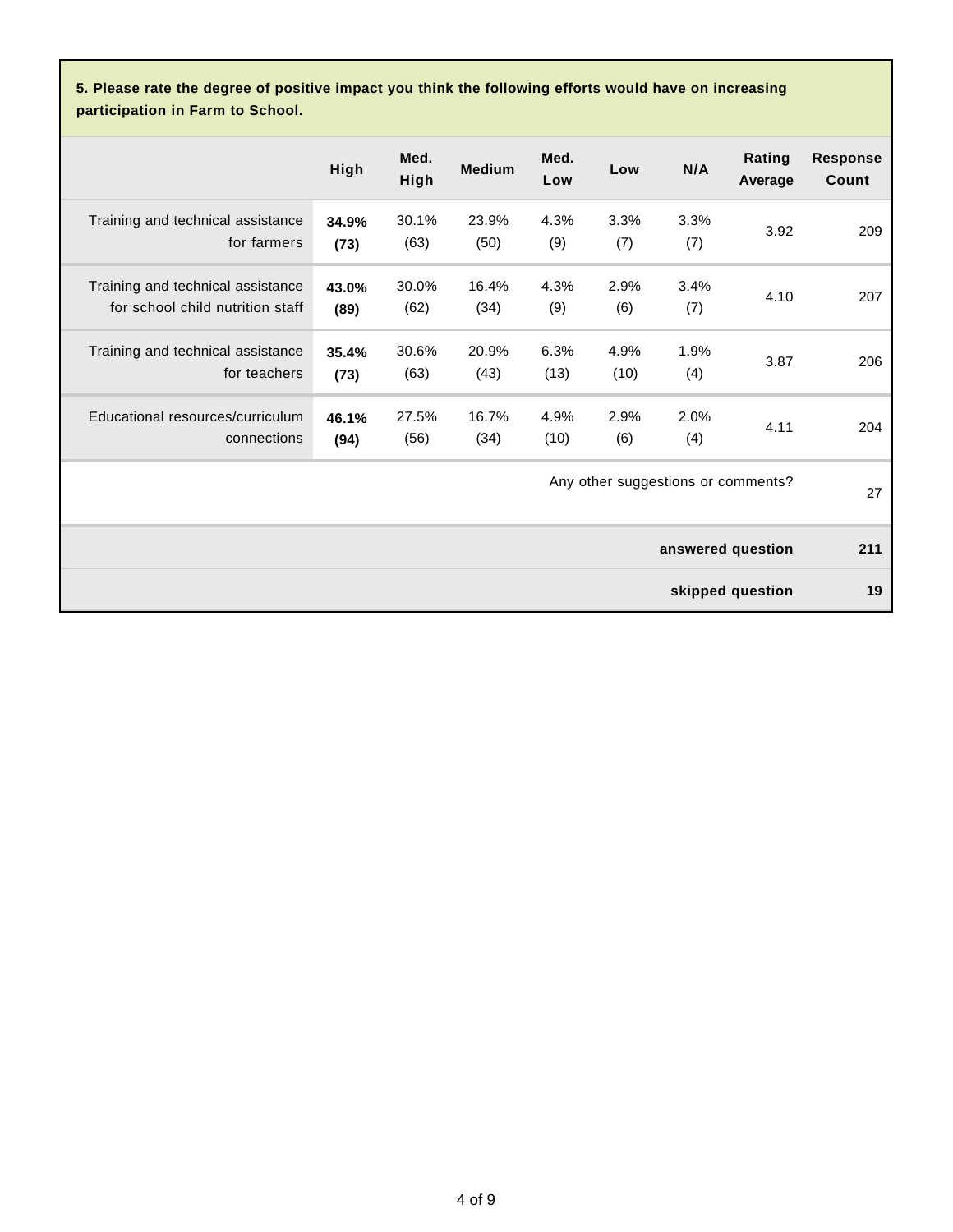**5. Please rate the degree of positive impact you think the following efforts would have on increasing participation in Farm to School.**

| | High | Med. High | Medium | Med. Low | Low | N/A | Rating Average | Response Count |
|---|---|---|---|---|---|---|---|---|
| Training and technical assistance for farmers | **34.9% (73)** | 30.1% (63) | 23.9% (50) | 4.3% (9) | 3.3% (7) | 3.3% (7) | 3.92 | 209 |
| Training and technical assistance for school child nutrition staff | **43.0% (89)** | 30.0% (62) | 16.4% (34) | 4.3% (9) | 2.9% (6) | 3.4% (7) | 4.10 | 207 |
| Training and technical assistance for teachers | **35.4% (73)** | 30.6% (63) | 20.9% (43) | 6.3% (13) | 4.9% (10) | 1.9% (4) | 3.87 | 206 |
| Educational resources/curriculum connections | **46.1% (94)** | 27.5% (56) | 16.7% (34) | 4.9% (10) | 2.9% (6) | 2.0% (4) | 4.11 | 204 |
| | | | | | | | Any other suggestions or comments? | 27 |
| | | | | | | | **answered question** | **211** |
| | | | | | | | **skipped question** | **19** |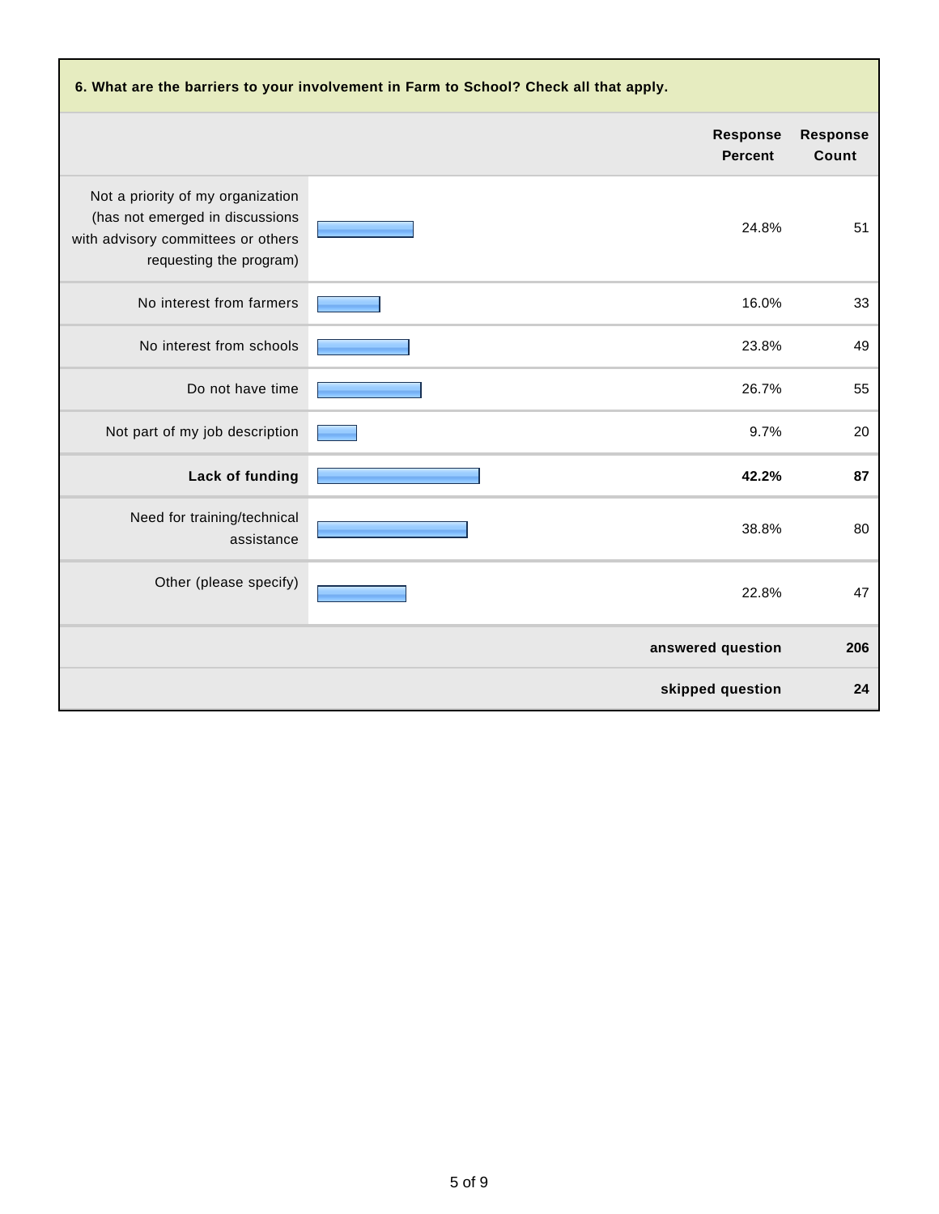**6. What are the barriers to your involvement in Farm to School? Check all that apply.**

| | Response Percent | Response Count |
|---|---|---|
| Not a priority of my organization (has not emerged in discussions with advisory committees or others requesting the program) | 24.8% | 51 |
| No interest from farmers | 16.0% | 33 |
| No interest from schools | 23.8% | 49 |
| Do not have time | 26.7% | 55 |
| Not part of my job description | 9.7% | 20 |
| **Lack of funding** | **42.2%** | **87** |
| Need for training/technical assistance | 38.8% | 80 |
| Other (please specify) | 22.8% | 47 |
| | **answered question** | **206** |
| | **skipped question** | **24** |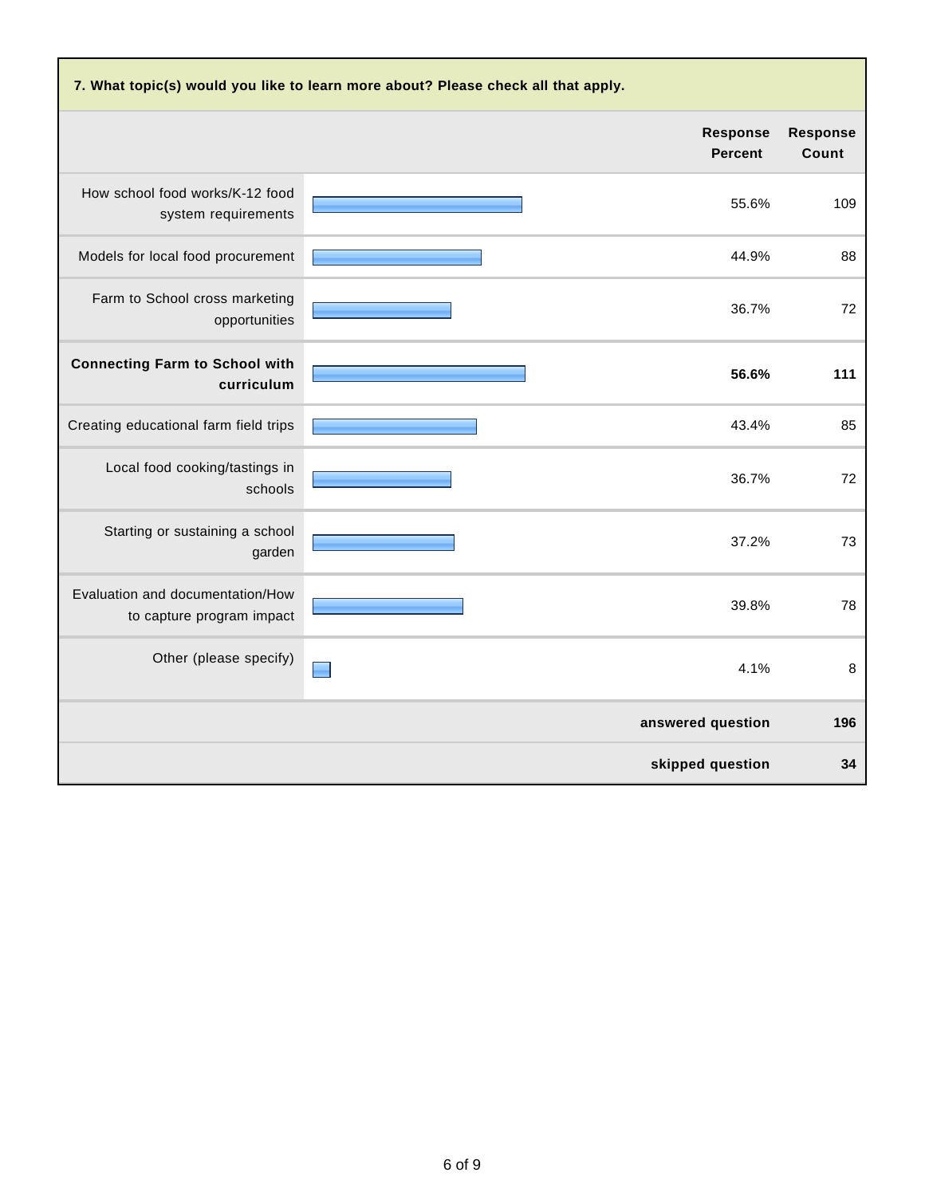**7. What topic(s) would you like to learn more about? Please check all that apply.**

| | Response Percent | Response Count |
|---|---|---|
| How school food works/K-12 food system requirements | 55.6% | 109 |
| Models for local food procurement | 44.9% | 88 |
| Farm to School cross marketing opportunities | 36.7% | 72 |
| **Connecting Farm to School with curriculum** | **56.6%** | **111** |
| Creating educational farm field trips | 43.4% | 85 |
| Local food cooking/tastings in schools | 36.7% | 72 |
| Starting or sustaining a school garden | 37.2% | 73 |
| Evaluation and documentation/How to capture program impact | 39.8% | 78 |
| Other (please specify) | 4.1% | 8 |
| | **answered question** | **196** |
| | **skipped question** | **34** |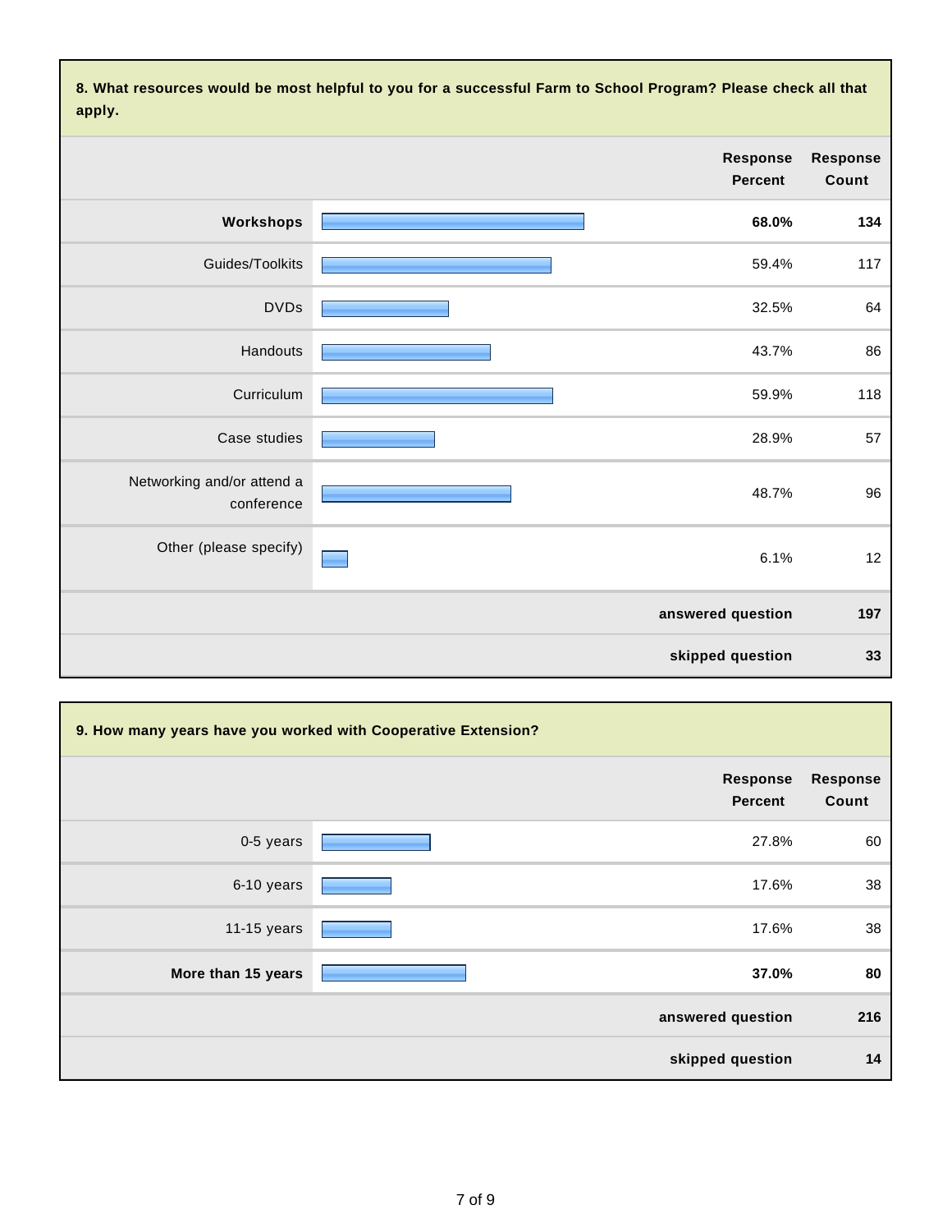**8. What resources would be most helpful to you for a successful Farm to School Program? Please check all that apply.**

| | Response Percent | Response Count |
|---|---|---|
| **Workshops** | **68.0%** | **134** |
| Guides/Toolkits | 59.4% | 117 |
| DVDs | 32.5% | 64 |
| Handouts | 43.7% | 86 |
| Curriculum | 59.9% | 118 |
| Case studies | 28.9% | 57 |
| Networking and/or attend a conference | 48.7% | 96 |
| Other (please specify) | 6.1% | 12 |
| | **answered question** | **197** |
| | **skipped question** | **33** |

**9. How many years have you worked with Cooperative Extension?**

| | Response Percent | Response Count |
|---|---|---|
| 0-5 years | 27.8% | 60 |
| 6-10 years | 17.6% | 38 |
| 11-15 years | 17.6% | 38 |
| **More than 15 years** | **37.0%** | **80** |
| | **answered question** | **216** |
| | **skipped question** | **14** |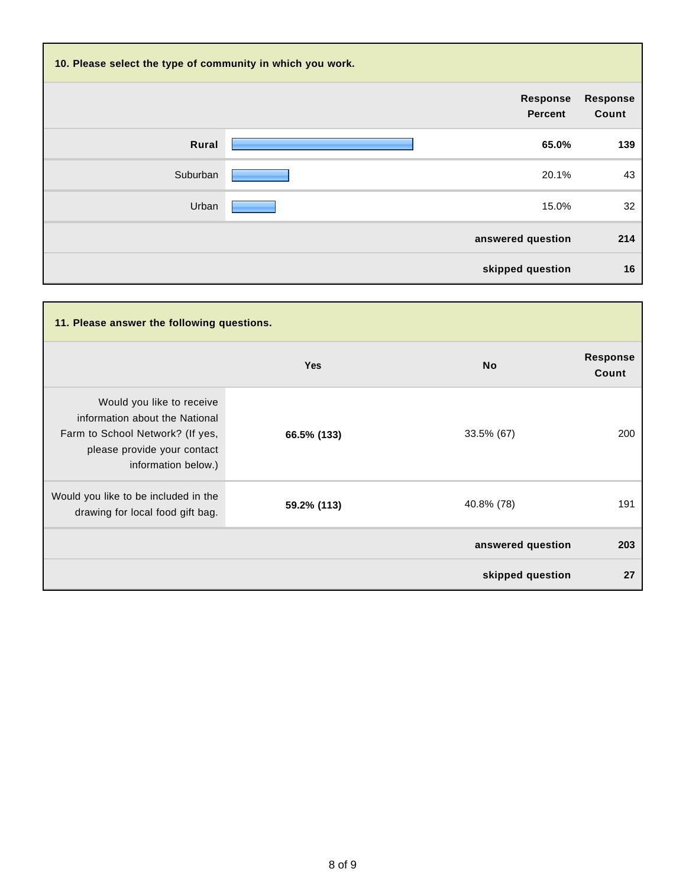**10. Please select the type of community in which you work.**

| | Response Percent | Response Count |
|---|---|---|
| **Rural** | **65.0%** | **139** |
| Suburban | 20.1% | 43 |
| Urban | 15.0% | 32 |
| | **answered question** | **214** |
| | **skipped question** | **16** |

**11. Please answer the following questions.**

| | Yes | No | Response Count |
|---|---|---|---|
| Would you like to receive information about the National Farm to School Network? (If yes, please provide your contact information below.) | **66.5% (133)** | 33.5% (67) | 200 |
| Would you like to be included in the drawing for local food gift bag. | **59.2% (113)** | 40.8% (78) | 191 |
| | | **answered question** | **203** |
| | | **skipped question** | **27** |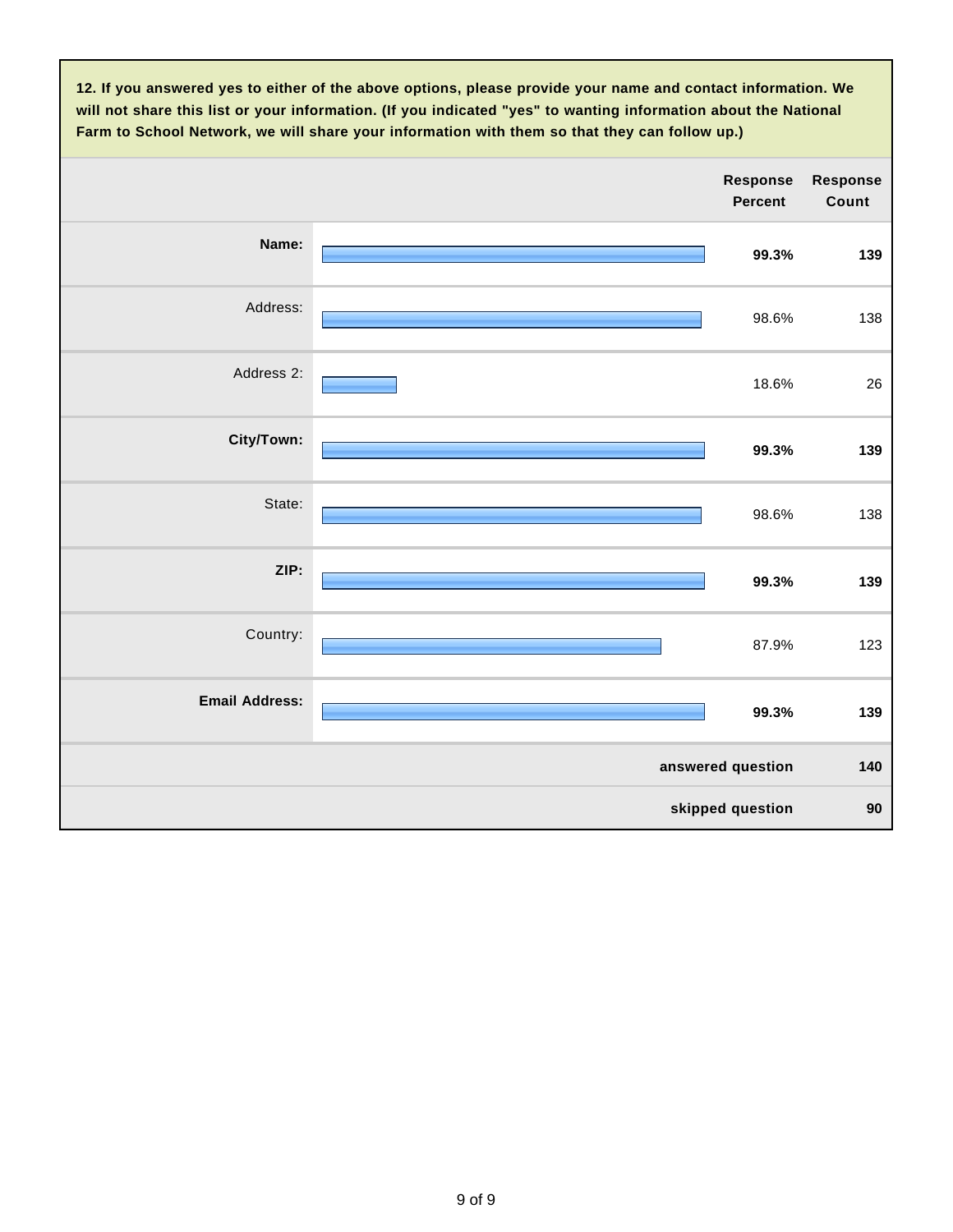**12. If you answered yes to either of the above options, please provide your name and contact information. We will not share this list or your information. (If you indicated "yes" to wanting information about the National Farm to School Network, we will share your information with them so that they can follow up.)**

| | Response Percent | Response Count |
|---|---|---|
| **Name:** | **99.3%** | **139** |
| Address: | 98.6% | 138 |
| Address 2: | 18.6% | 26 |
| **City/Town:** | **99.3%** | **139** |
| State: | 98.6% | 138 |
| **ZIP:** | **99.3%** | **139** |
| Country: | 87.9% | 123 |
| **Email Address:** | **99.3%** | **139** |
| | **answered question** | **140** |
| | **skipped question** | **90** |